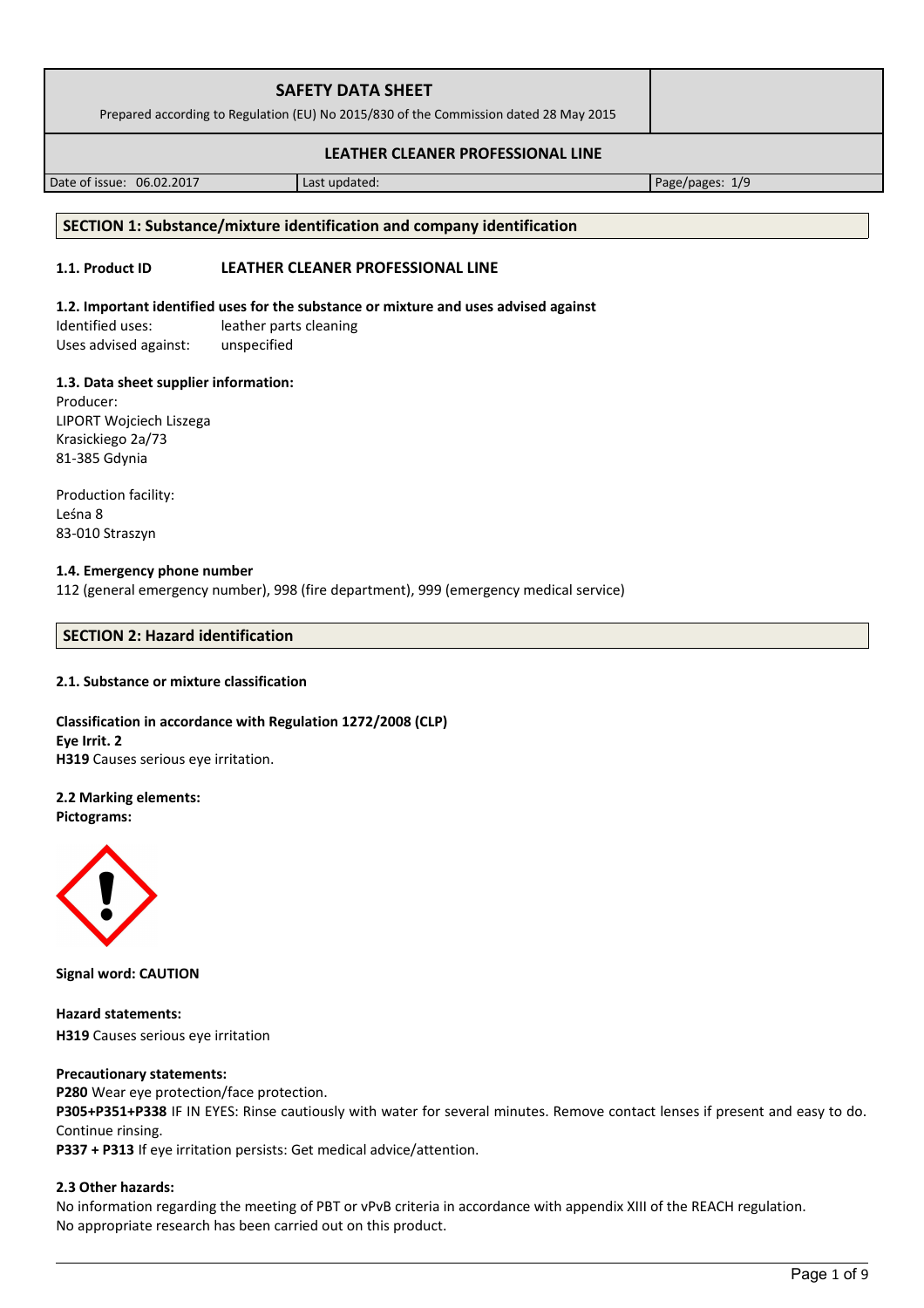| SAFETY DATA SHEET<br>Prepared according to Regulation (EU) No 2015/830 of the Commission dated 28 May 2015 | | |
|---|---|---|
| LEATHER CLEANER PROFESSIONAL LINE | | |
| Date of issue: 06.02.2017 | Last updated: | Page/pages: 1/9 |

## SECTION 1: Substance/mixture identification and company identification

**1.1. Product ID** **LEATHER CLEANER PROFESSIONAL LINE**

**1.2. Important identified uses for the substance or mixture and uses advised against**

Identified uses: leather parts cleaning
Uses advised against: unspecified

**1.3. Data sheet supplier information:**

Producer:
LIPORT Wojciech Liszega
Krasickiego 2a/73
81-385 Gdynia

Production facility:
Leśna 8
83-010 Straszyn

**1.4. Emergency phone number**

112 (general emergency number), 998 (fire department), 999 (emergency medical service)

## SECTION 2: Hazard identification

**2.1. Substance or mixture classification**

**Classification in accordance with Regulation 1272/2008 (CLP)**
**Eye Irrit. 2**
**H319** Causes serious eye irritation.

**2.2 Marking elements:**
**Pictograms:**

**Signal word: CAUTION**

**Hazard statements:**
**H319** Causes serious eye irritation

**Precautionary statements:**
**P280** Wear eye protection/face protection.
**P305+P351+P338** IF IN EYES: Rinse cautiously with water for several minutes. Remove contact lenses if present and easy to do. Continue rinsing.
**P337 + P313** If eye irritation persists: Get medical advice/attention.

**2.3 Other hazards:**

No information regarding the meeting of PBT or vPvB criteria in accordance with appendix XIII of the REACH regulation.
No appropriate research has been carried out on this product.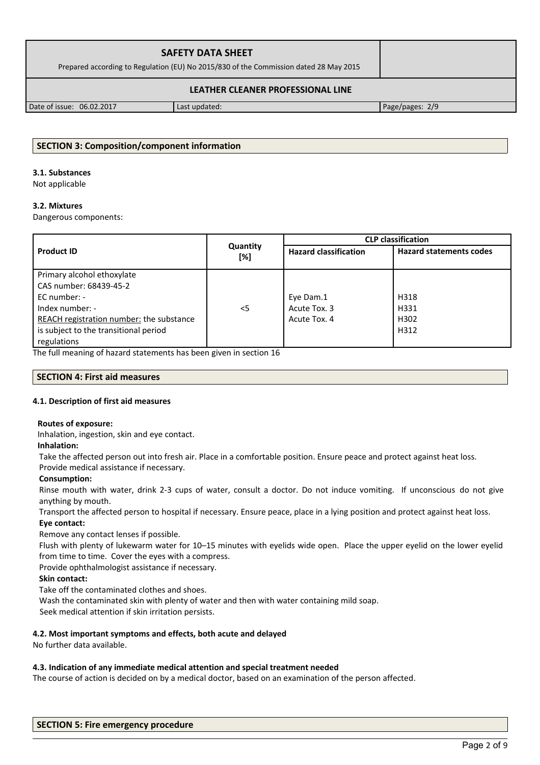## SECTION 3: Composition/component information

### 3.1. Substances

Not applicable

### 3.2. Mixtures

Dangerous components:

| Product ID | Quantity [%] | CLP classification | |
|---|---|---|---|
| | | Hazard classification | Hazard statements codes |
| Primary alcohol ethoxylate<br>CAS number: 68439-45-2<br>EC number: -<br>Index number: -<br>REACH registration number: the substance is subject to the transitional period regulations | <5 | Eye Dam.1<br>Acute Tox. 3<br>Acute Tox. 4 | H318<br>H331<br>H302<br>H312 |

The full meaning of hazard statements has been given in section 16

## SECTION 4: First aid measures

### 4.1. Description of first aid measures

**Routes of exposure:**

Inhalation, ingestion, skin and eye contact.

**Inhalation:**

Take the affected person out into fresh air. Place in a comfortable position. Ensure peace and protect against heat loss.
Provide medical assistance if necessary.

**Consumption:**

Rinse mouth with water, drink 2-3 cups of water, consult a doctor. Do not induce vomiting. If unconscious do not give anything by mouth.

Transport the affected person to hospital if necessary. Ensure peace, place in a lying position and protect against heat loss.

**Eye contact:**

Remove any contact lenses if possible.

Flush with plenty of lukewarm water for 10–15 minutes with eyelids wide open. Place the upper eyelid on the lower eyelid from time to time. Cover the eyes with a compress.

Provide ophthalmologist assistance if necessary.

**Skin contact:**

Take off the contaminated clothes and shoes.

Wash the contaminated skin with plenty of water and then with water containing mild soap.

Seek medical attention if skin irritation persists.

### 4.2. Most important symptoms and effects, both acute and delayed

No further data available.

### 4.3. Indication of any immediate medical attention and special treatment needed

The course of action is decided on by a medical doctor, based on an examination of the person affected.

## SECTION 5: Fire emergency procedure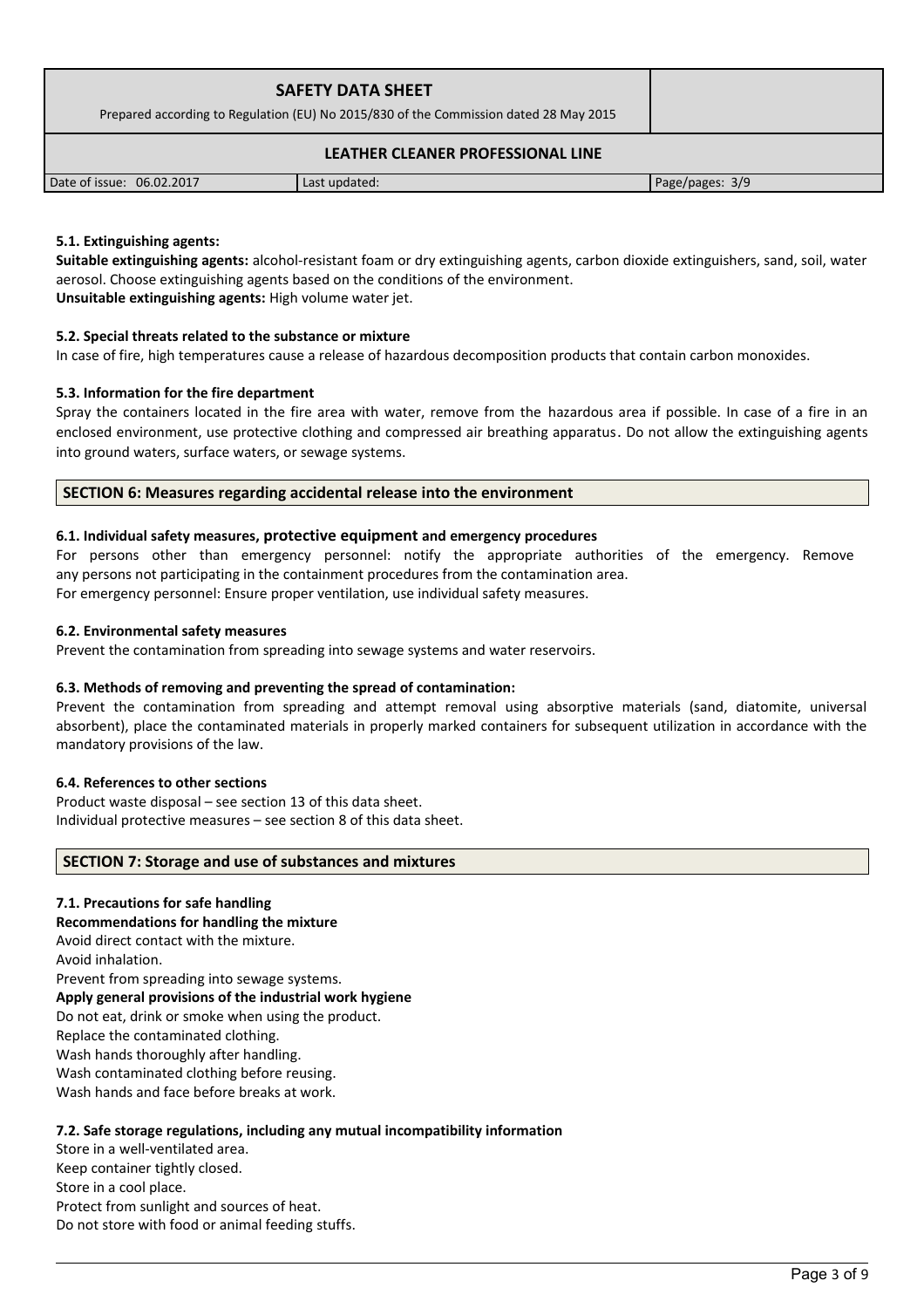#### 5.1. Extinguishing agents:

**Suitable extinguishing agents:** alcohol-resistant foam or dry extinguishing agents, carbon dioxide extinguishers, sand, soil, water aerosol. Choose extinguishing agents based on the conditions of the environment.
**Unsuitable extinguishing agents:** High volume water jet.

#### 5.2. Special threats related to the substance or mixture

In case of fire, high temperatures cause a release of hazardous decomposition products that contain carbon monoxides.

#### 5.3. Information for the fire department

Spray the containers located in the fire area with water, remove from the hazardous area if possible. In case of a fire in an enclosed environment, use protective clothing and compressed air breathing apparatus. Do not allow the extinguishing agents into ground waters, surface waters, or sewage systems.

## SECTION 6: Measures regarding accidental release into the environment

#### 6.1. Individual safety measures, protective equipment and emergency procedures

For persons other than emergency personnel: notify the appropriate authorities of the emergency. Remove any persons not participating in the containment procedures from the contamination area.
For emergency personnel: Ensure proper ventilation, use individual safety measures.

#### 6.2. Environmental safety measures

Prevent the contamination from spreading into sewage systems and water reservoirs.

#### 6.3. Methods of removing and preventing the spread of contamination:

Prevent the contamination from spreading and attempt removal using absorptive materials (sand, diatomite, universal absorbent), place the contaminated materials in properly marked containers for subsequent utilization in accordance with the mandatory provisions of the law.

#### 6.4. References to other sections

Product waste disposal – see section 13 of this data sheet.
Individual protective measures – see section 8 of this data sheet.

## SECTION 7: Storage and use of substances and mixtures

#### 7.1. Precautions for safe handling

**Recommendations for handling the mixture**
Avoid direct contact with the mixture.
Avoid inhalation.
Prevent from spreading into sewage systems.
**Apply general provisions of the industrial work hygiene**
Do not eat, drink or smoke when using the product.
Replace the contaminated clothing.
Wash hands thoroughly after handling.
Wash contaminated clothing before reusing.
Wash hands and face before breaks at work.

#### 7.2. Safe storage regulations, including any mutual incompatibility information

Store in a well-ventilated area.
Keep container tightly closed.
Store in a cool place.
Protect from sunlight and sources of heat.
Do not store with food or animal feeding stuffs.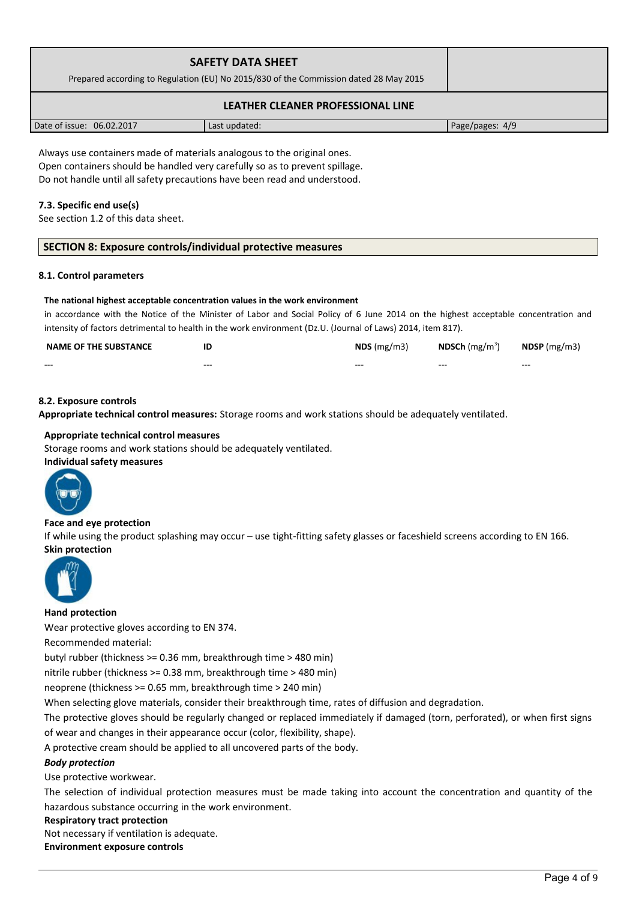Always use containers made of materials analogous to the original ones.
Open containers should be handled very carefully so as to prevent spillage.
Do not handle until all safety precautions have been read and understood.

**7.3. Specific end use(s)**

See section 1.2 of this data sheet.

## SECTION 8: Exposure controls/individual protective measures

**8.1. Control parameters**

**The national highest acceptable concentration values in the work environment**

in accordance with the Notice of the Minister of Labor and Social Policy of 6 June 2014 on the highest acceptable concentration and intensity of factors detrimental to health in the work environment (Dz.U. (Journal of Laws) 2014, item 817).

| NAME OF THE SUBSTANCE | ID | NDS (mg/m3) | NDSCh (mg/m$^3$) | NDSP (mg/m3) |
|---|---|---|---|---|
| --- | --- | --- | --- | --- |

**8.2. Exposure controls**

**Appropriate technical control measures:** Storage rooms and work stations should be adequately ventilated.

**Appropriate technical control measures**

Storage rooms and work stations should be adequately ventilated.

**Individual safety measures**

**Face and eye protection**

If while using the product splashing may occur – use tight-fitting safety glasses or faceshield screens according to EN 166.

**Skin protection**

**Hand protection**

Wear protective gloves according to EN 374.

Recommended material:

butyl rubber (thickness >= 0.36 mm, breakthrough time > 480 min)

nitrile rubber (thickness >= 0.38 mm, breakthrough time > 480 min)

neoprene (thickness >= 0.65 mm, breakthrough time > 240 min)

When selecting glove materials, consider their breakthrough time, rates of diffusion and degradation.

The protective gloves should be regularly changed or replaced immediately if damaged (torn, perforated), or when first signs of wear and changes in their appearance occur (color, flexibility, shape).

A protective cream should be applied to all uncovered parts of the body.

***Body protection***

Use protective workwear.

The selection of individual protection measures must be made taking into account the concentration and quantity of the hazardous substance occurring in the work environment.

**Respiratory tract protection**

Not necessary if ventilation is adequate.

**Environment exposure controls**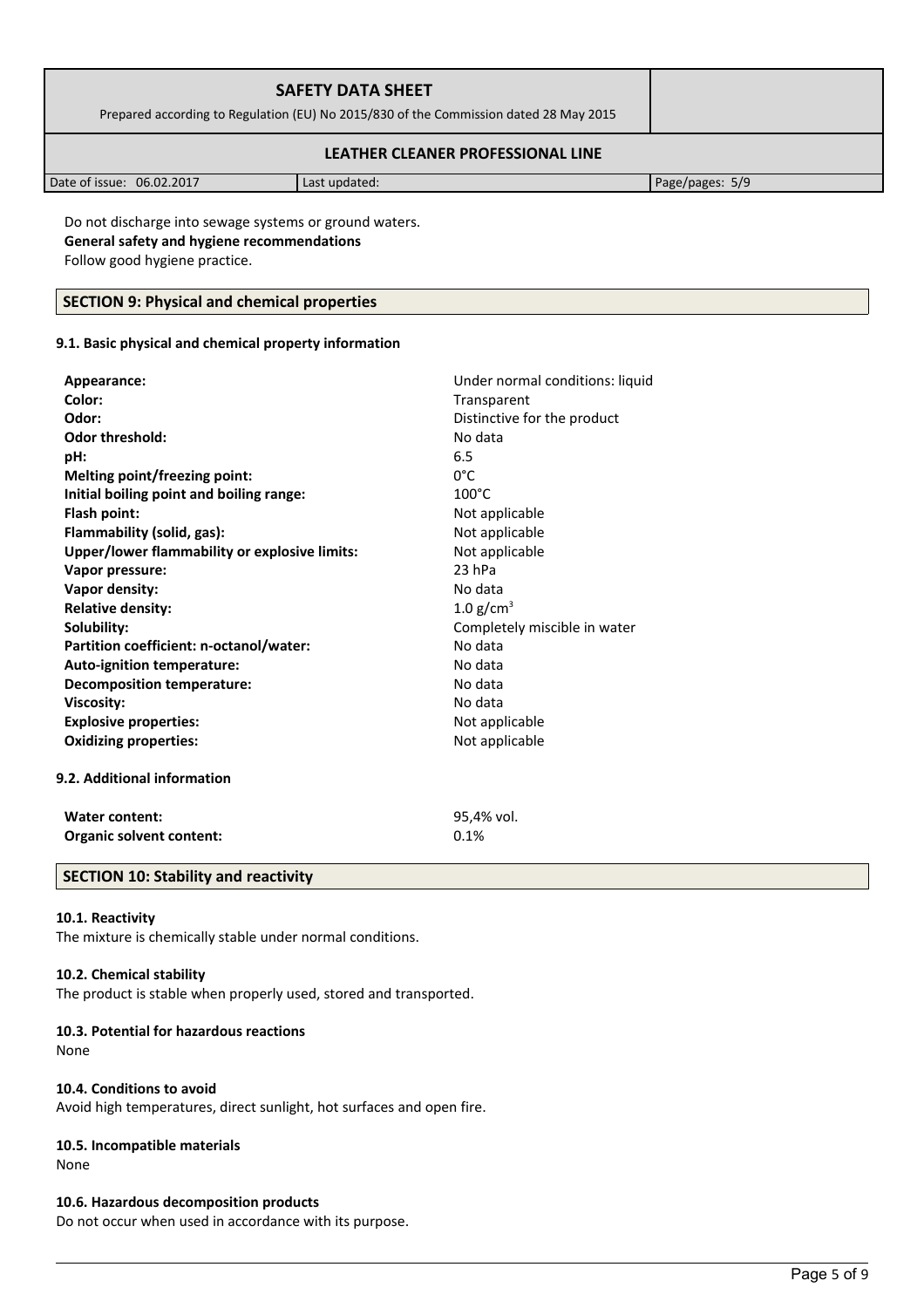Do not discharge into sewage systems or ground waters.

**General safety and hygiene recommendations**

Follow good hygiene practice.

## SECTION 9: Physical and chemical properties

### 9.1. Basic physical and chemical property information

| | |
|---|---|
| **Appearance:** | Under normal conditions: liquid |
| **Color:** | Transparent |
| **Odor:** | Distinctive for the product |
| **Odor threshold:** | No data |
| **pH:** | 6.5 |
| **Melting point/freezing point:** | 0°C |
| **Initial boiling point and boiling range:** | 100°C |
| **Flash point:** | Not applicable |
| **Flammability (solid, gas):** | Not applicable |
| **Upper/lower flammability or explosive limits:** | Not applicable |
| **Vapor pressure:** | 23 hPa |
| **Vapor density:** | No data |
| **Relative density:** | 1.0 $g/cm^3$ |
| **Solubility:** | Completely miscible in water |
| **Partition coefficient: n-octanol/water:** | No data |
| **Auto-ignition temperature:** | No data |
| **Decomposition temperature:** | No data |
| **Viscosity:** | No data |
| **Explosive properties:** | Not applicable |
| **Oxidizing properties:** | Not applicable |

### 9.2. Additional information

| | |
|---|---|
| **Water content:** | 95,4% vol. |
| **Organic solvent content:** | 0.1% |

## SECTION 10: Stability and reactivity

### 10.1. Reactivity

The mixture is chemically stable under normal conditions.

### 10.2. Chemical stability

The product is stable when properly used, stored and transported.

### 10.3. Potential for hazardous reactions

None

### 10.4. Conditions to avoid

Avoid high temperatures, direct sunlight, hot surfaces and open fire.

### 10.5. Incompatible materials

None

### 10.6. Hazardous decomposition products

Do not occur when used in accordance with its purpose.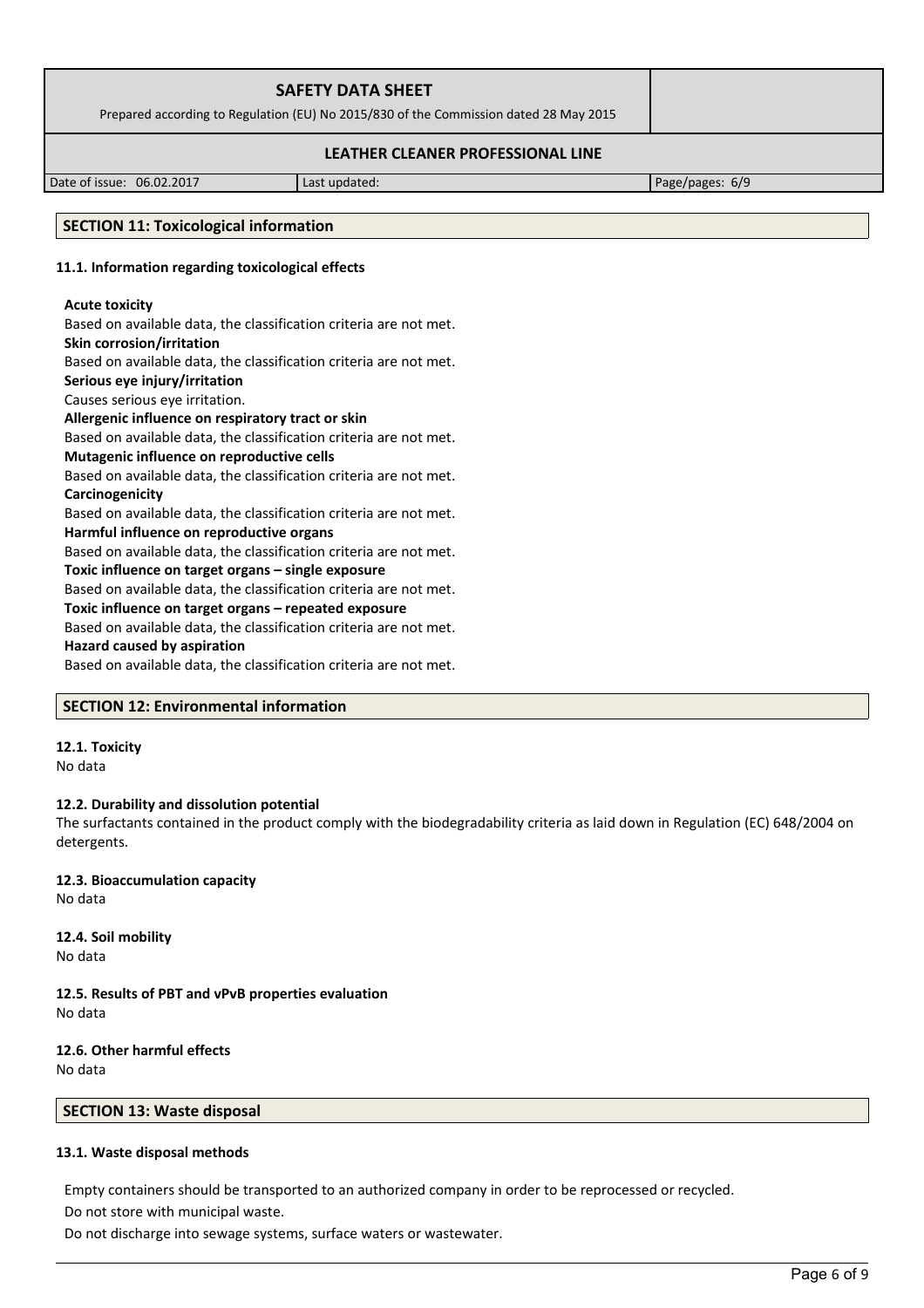## SECTION 11: Toxicological information

### 11.1. Information regarding toxicological effects

**Acute toxicity**
Based on available data, the classification criteria are not met.
**Skin corrosion/irritation**
Based on available data, the classification criteria are not met.
**Serious eye injury/irritation**
Causes serious eye irritation.
**Allergenic influence on respiratory tract or skin**
Based on available data, the classification criteria are not met.
**Mutagenic influence on reproductive cells**
Based on available data, the classification criteria are not met.
**Carcinogenicity**
Based on available data, the classification criteria are not met.
**Harmful influence on reproductive organs**
Based on available data, the classification criteria are not met.
**Toxic influence on target organs – single exposure**
Based on available data, the classification criteria are not met.
**Toxic influence on target organs – repeated exposure**
Based on available data, the classification criteria are not met.
**Hazard caused by aspiration**
Based on available data, the classification criteria are not met.

## SECTION 12: Environmental information

### 12.1. Toxicity
No data

### 12.2. Durability and dissolution potential
The surfactants contained in the product comply with the biodegradability criteria as laid down in Regulation (EC) 648/2004 on detergents.

### 12.3. Bioaccumulation capacity
No data

### 12.4. Soil mobility
No data

### 12.5. Results of PBT and vPvB properties evaluation
No data

### 12.6. Other harmful effects
No data

## SECTION 13: Waste disposal

### 13.1. Waste disposal methods

Empty containers should be transported to an authorized company in order to be reprocessed or recycled.

Do not store with municipal waste.

Do not discharge into sewage systems, surface waters or wastewater.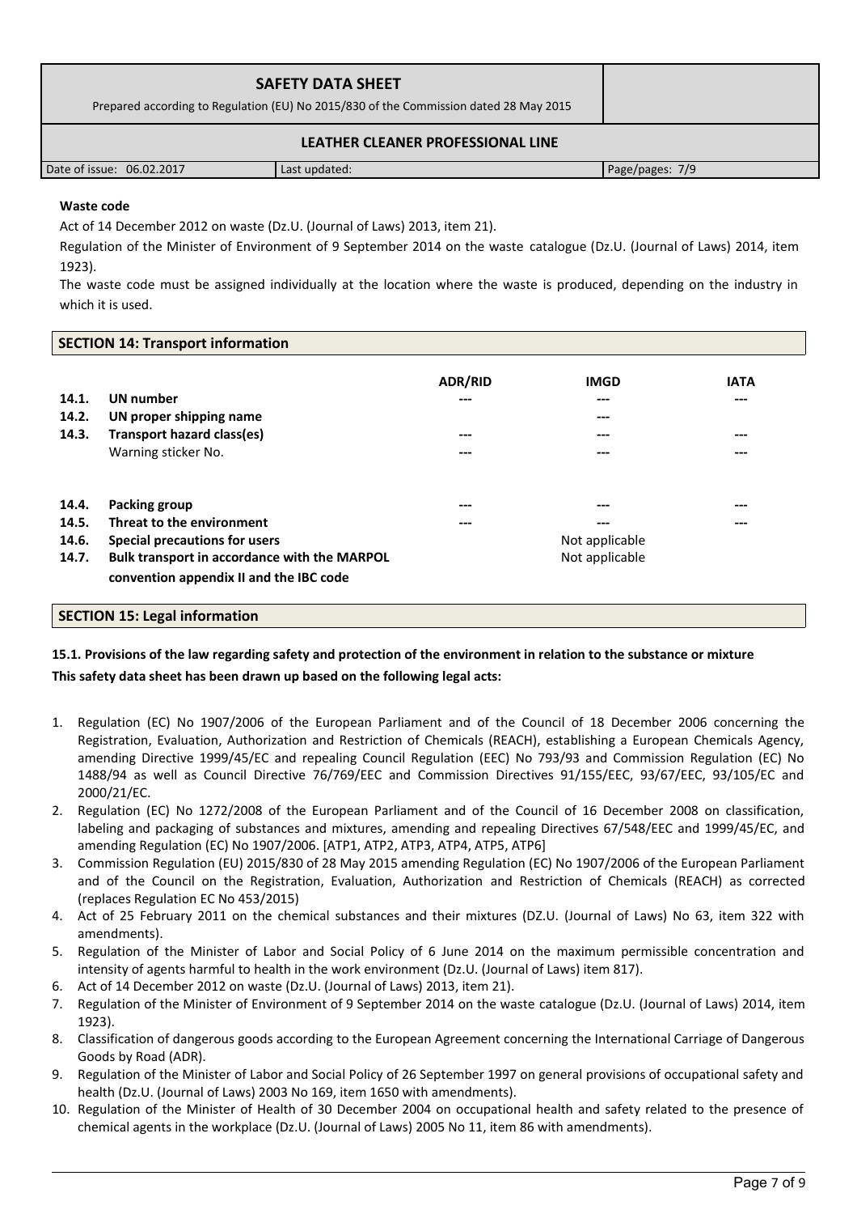**Waste code**

Act of 14 December 2012 on waste (Dz.U. (Journal of Laws) 2013, item 21).

Regulation of the Minister of Environment of 9 September 2014 on the waste catalogue (Dz.U. (Journal of Laws) 2014, item 1923).

The waste code must be assigned individually at the location where the waste is produced, depending on the industry in which it is used.

## SECTION 14: Transport information

| | | ADR/RID | IMGD | IATA |
|---|---|---|---|---|
| **14.1.** | **UN number** | --- | --- | --- |
| **14.2.** | **UN proper shipping name** | | --- | |
| **14.3.** | **Transport hazard class(es)** | --- | --- | --- |
| | Warning sticker No. | --- | --- | --- |
| **14.4.** | **Packing group** | --- | --- | --- |
| **14.5.** | **Threat to the environment** | --- | --- | --- |
| **14.6.** | **Special precautions for users** | | Not applicable | |
| **14.7.** | **Bulk transport in accordance with the MARPOL convention appendix II and the IBC code** | | Not applicable | |

## SECTION 15: Legal information

**15.1. Provisions of the law regarding safety and protection of the environment in relation to the substance or mixture**

**This safety data sheet has been drawn up based on the following legal acts:**

1. Regulation (EC) No 1907/2006 of the European Parliament and of the Council of 18 December 2006 concerning the Registration, Evaluation, Authorization and Restriction of Chemicals (REACH), establishing a European Chemicals Agency, amending Directive 1999/45/EC and repealing Council Regulation (EEC) No 793/93 and Commission Regulation (EC) No 1488/94 as well as Council Directive 76/769/EEC and Commission Directives 91/155/EEC, 93/67/EEC, 93/105/EC and 2000/21/EC.
2. Regulation (EC) No 1272/2008 of the European Parliament and of the Council of 16 December 2008 on classification, labeling and packaging of substances and mixtures, amending and repealing Directives 67/548/EEC and 1999/45/EC, and amending Regulation (EC) No 1907/2006. [ATP1, ATP2, ATP3, ATP4, ATP5, ATP6]
3. Commission Regulation (EU) 2015/830 of 28 May 2015 amending Regulation (EC) No 1907/2006 of the European Parliament and of the Council on the Registration, Evaluation, Authorization and Restriction of Chemicals (REACH) as corrected (replaces Regulation EC No 453/2015)
4. Act of 25 February 2011 on the chemical substances and their mixtures (DZ.U. (Journal of Laws) No 63, item 322 with amendments).
5. Regulation of the Minister of Labor and Social Policy of 6 June 2014 on the maximum permissible concentration and intensity of agents harmful to health in the work environment (Dz.U. (Journal of Laws) item 817).
6. Act of 14 December 2012 on waste (Dz.U. (Journal of Laws) 2013, item 21).
7. Regulation of the Minister of Environment of 9 September 2014 on the waste catalogue (Dz.U. (Journal of Laws) 2014, item 1923).
8. Classification of dangerous goods according to the European Agreement concerning the International Carriage of Dangerous Goods by Road (ADR).
9. Regulation of the Minister of Labor and Social Policy of 26 September 1997 on general provisions of occupational safety and health (Dz.U. (Journal of Laws) 2003 No 169, item 1650 with amendments).
10. Regulation of the Minister of Health of 30 December 2004 on occupational health and safety related to the presence of chemical agents in the workplace (Dz.U. (Journal of Laws) 2005 No 11, item 86 with amendments).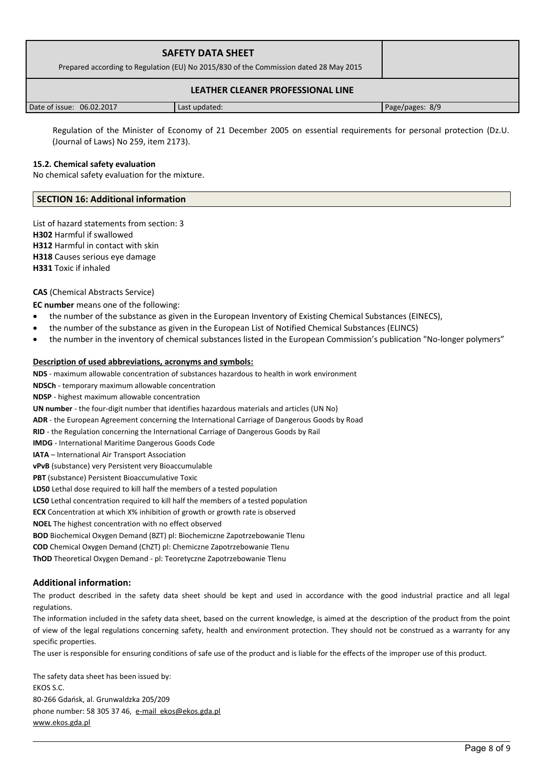Regulation of the Minister of Economy of 21 December 2005 on essential requirements for personal protection (Dz.U. (Journal of Laws) No 259, item 2173).

**15.2. Chemical safety evaluation**

No chemical safety evaluation for the mixture.

## SECTION 16: Additional information

List of hazard statements from section: 3

**H302** Harmful if swallowed

**H312** Harmful in contact with skin

**H318** Causes serious eye damage

**H331** Toxic if inhaled

**CAS** (Chemical Abstracts Service)

**EC number** means one of the following:

- the number of the substance as given in the European Inventory of Existing Chemical Substances (EINECS),
- the number of the substance as given in the European List of Notified Chemical Substances (ELINCS)
- the number in the inventory of chemical substances listed in the European Commission's publication "No-longer polymers"

**Description of used abbreviations, acronyms and symbols:**

**NDS** - maximum allowable concentration of substances hazardous to health in work environment

**NDSCh** - temporary maximum allowable concentration

**NDSP** - highest maximum allowable concentration

**UN number** - the four-digit number that identifies hazardous materials and articles (UN No)

**ADR** - the European Agreement concerning the International Carriage of Dangerous Goods by Road

**RID** - the Regulation concerning the International Carriage of Dangerous Goods by Rail

**IMDG** - International Maritime Dangerous Goods Code

**IATA** – International Air Transport Association

**vPvB** (substance) very Persistent very Bioaccumulable

**PBT** (substance) Persistent Bioaccumulative Toxic

**LD50** Lethal dose required to kill half the members of a tested population

**LC50** Lethal concentration required to kill half the members of a tested population

**ECX** Concentration at which X% inhibition of growth or growth rate is observed

**NOEL** The highest concentration with no effect observed

**BOD** Biochemical Oxygen Demand (BZT) pl: Biochemiczne Zapotrzebowanie Tlenu

**COD** Chemical Oxygen Demand (ChZT) pl: Chemiczne Zapotrzebowanie Tlenu

**ThOD** Theoretical Oxygen Demand - pl: Teoretyczne Zapotrzebowanie Tlenu

### Additional information:

The product described in the safety data sheet should be kept and used in accordance with the good industrial practice and all legal regulations.

The information included in the safety data sheet, based on the current knowledge, is aimed at the description of the product from the point of view of the legal regulations concerning safety, health and environment protection. They should not be construed as a warranty for any specific properties.

The user is responsible for ensuring conditions of safe use of the product and is liable for the effects of the improper use of this product.

The safety data sheet has been issued by:
EKOS S.C.
80-266 Gdańsk, al. Grunwaldzka 205/209
phone number: 58 305 37 46, e-mail ekos@ekos.gda.pl
www.ekos.gda.pl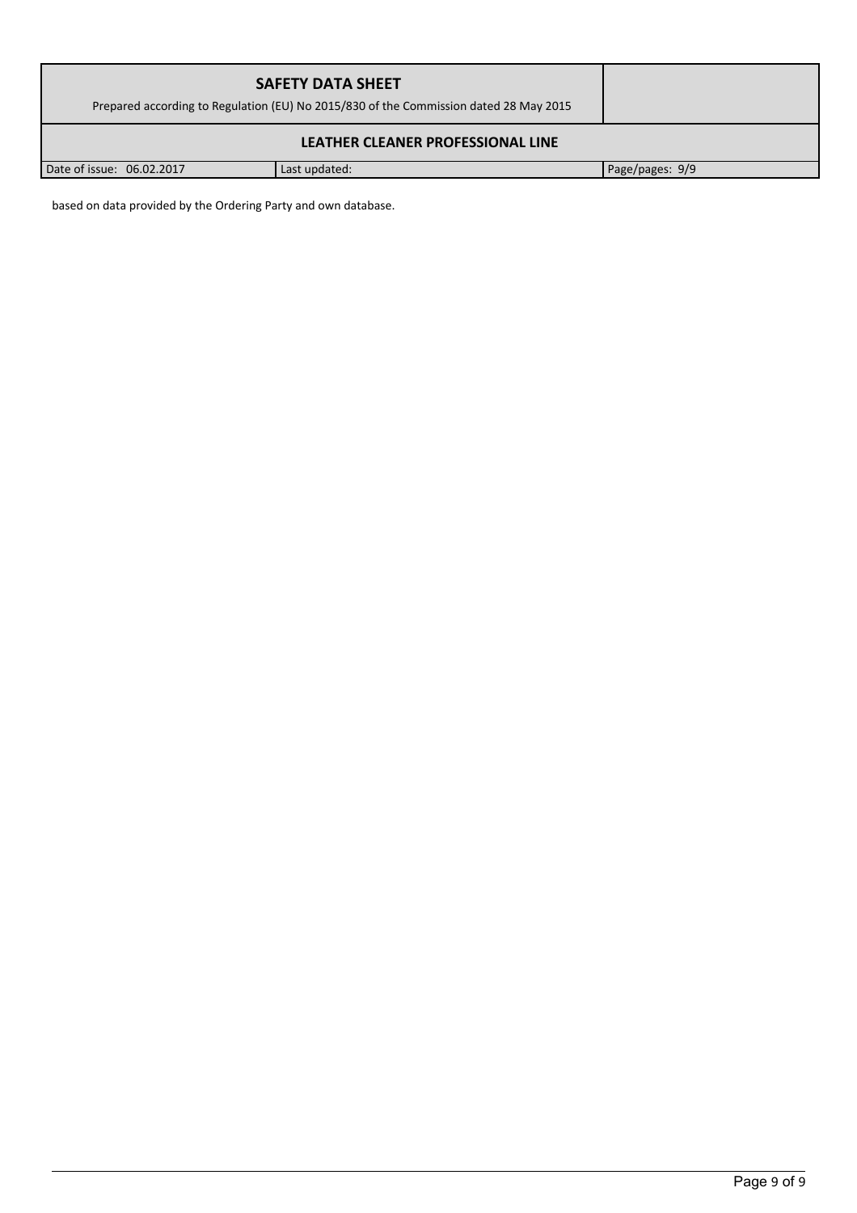based on data provided by the Ordering Party and own database.